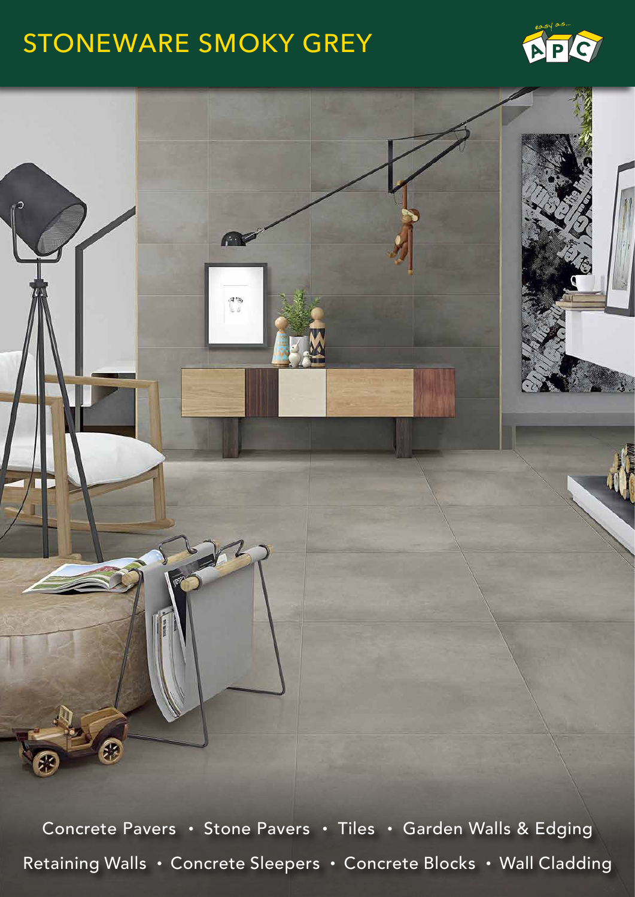# STONEWARE SMOKY GREY

Concrete Pavers • Stone Pavers • Tiles • Garden Walls & Edging

Retaining Walls • Concrete Sleepers • Concrete Blocks • Wall Cladding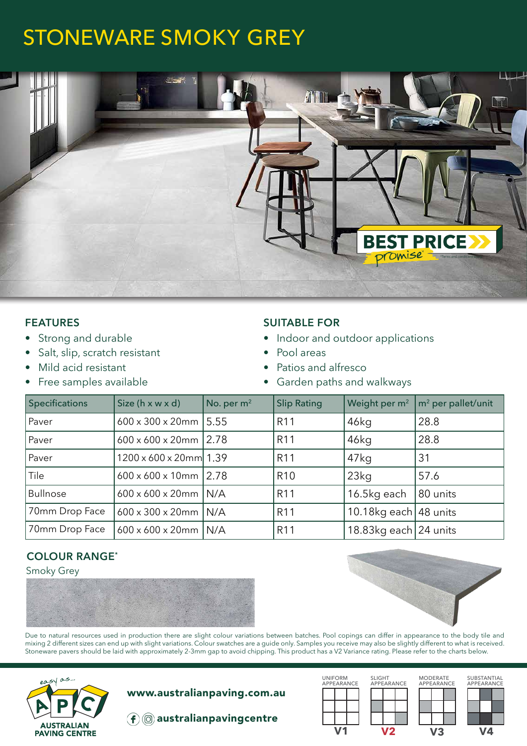# STONEWARE SMOKY GREY

BEST PRICE promise*

*Terms and conditions apply

## FEATURES

- Strong and durable
- Salt, slip, scratch resistant
- Mild acid resistant
- Free samples available

## SUITABLE FOR

- Indoor and outdoor applications
- Pool areas
- Patios and alfresco
- Garden paths and walkways

| Specifications | Size (h x w x d) | No. per $m^2$ | Slip Rating | Weight per $m^2$ | $m^2$ per pallet/unit |
|---|---|---|---|---|---|
| Paver | 600 x 300 x 20mm | 5.55 | R11 | 46kg | 28.8 |
| Paver | 600 x 600 x 20mm | 2.78 | R11 | 46kg | 28.8 |
| Paver | 1200 x 600 x 20mm | 1.39 | R11 | 47kg | 31 |
| Tile | 600 x 600 x 10mm | 2.78 | R10 | 23kg | 57.6 |
| Bullnose | 600 x 600 x 20mm | N/A | R11 | 16.5kg each | 80 units |
| 70mm Drop Face | 600 x 300 x 20mm | N/A | R11 | 10.18kg each | 48 units |
| 70mm Drop Face | 600 x 600 x 20mm | N/A | R11 | 18.83kg each | 24 units |

## COLOUR RANGE*

Smoky Grey

Due to natural resources used in production there are slight colour variations between batches. Pool copings can differ in appearance to the body tile and mixing 2 different sizes can end up with slight variations. Colour swatches are a guide only. Samples you receive may also be slightly different to what is received. Stoneware pavers should be laid with approximately 2-3mm gap to avoid chipping. This product has a V2 Variance rating. Please refer to the charts below.

easy as... APC AUSTRALIAN PAVING CENTRE

**www.australianpaving.com.au**

**australianpavingcentre**

UNIFORM APPEARANCE **V1**

SLIGHT APPEARANCE **V2**

MODERATE APPEARANCE **V3**

SUBSTANTIAL APPEARANCE **V4**